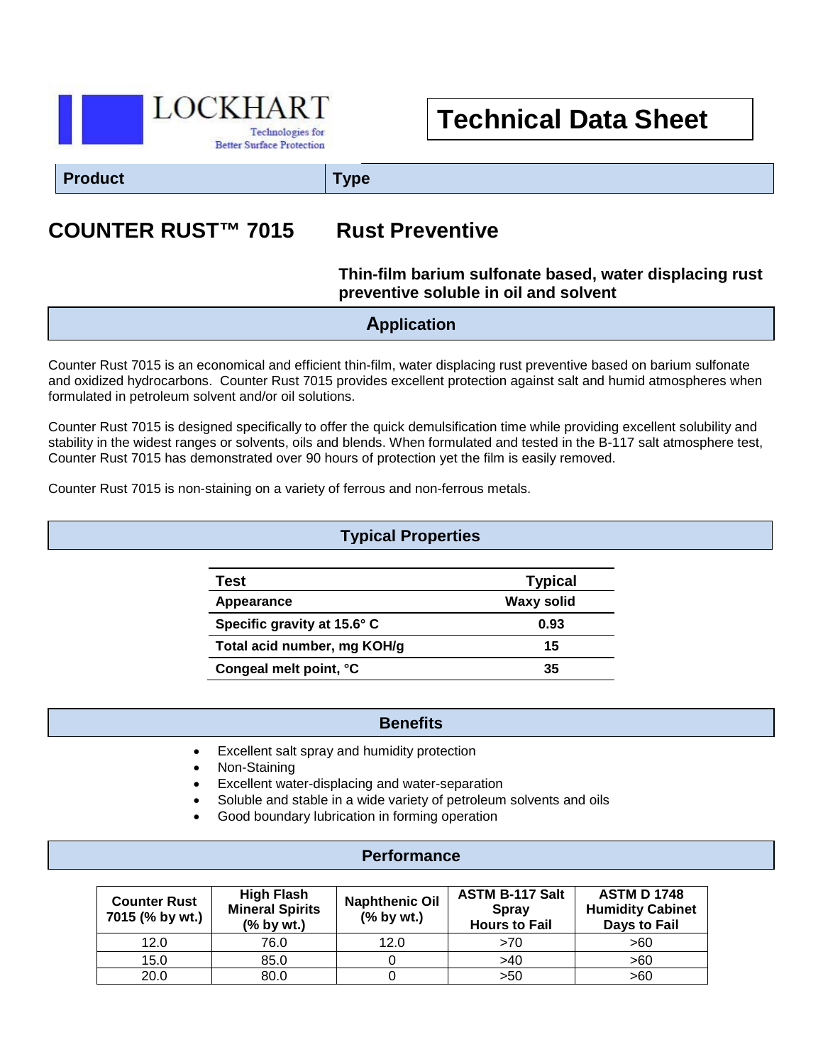LOCKHART

Technologies for Better Surface Protection

# Technical Data Sheet

| Product | Type |
|---|---|
| **COUNTER RUST™ 7015** | **Rust Preventive** |

**Thin-film barium sulfonate based, water displacing rust preventive soluble in oil and solvent**

## Application

Counter Rust 7015 is an economical and efficient thin-film, water displacing rust preventive based on barium sulfonate and oxidized hydrocarbons. Counter Rust 7015 provides excellent protection against salt and humid atmospheres when formulated in petroleum solvent and/or oil solutions.

Counter Rust 7015 is designed specifically to offer the quick demulsification time while providing excellent solubility and stability in the widest ranges or solvents, oils and blends. When formulated and tested in the B-117 salt atmosphere test, Counter Rust 7015 has demonstrated over 90 hours of protection yet the film is easily removed.

Counter Rust 7015 is non-staining on a variety of ferrous and non-ferrous metals.

## Typical Properties

| Test | Typical |
|---|---|
| Appearance | Waxy solid |
| Specific gravity at 15.6° C | 0.93 |
| Total acid number, mg KOH/g | 15 |
| Congeal melt point, °C | 35 |

## Benefits

- Excellent salt spray and humidity protection
- Non-Staining
- Excellent water-displacing and water-separation
- Soluble and stable in a wide variety of petroleum solvents and oils
- Good boundary lubrication in forming operation

## Performance

| Counter Rust 7015 (% by wt.) | High Flash Mineral Spirits (% by wt.) | Naphthenic Oil (% by wt.) | ASTM B-117 Salt Spray Hours to Fail | ASTM D 1748 Humidity Cabinet Days to Fail |
|---|---|---|---|---|
| 12.0 | 76.0 | 12.0 | >70 | >60 |
| 15.0 | 85.0 | 0 | >40 | >60 |
| 20.0 | 80.0 | 0 | >50 | >60 |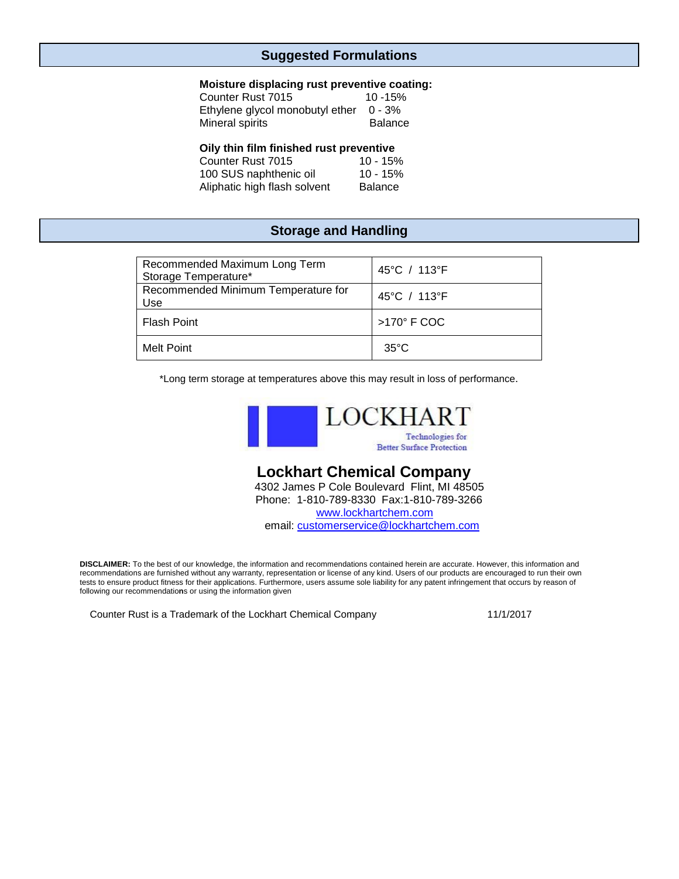## Suggested Formulations

**Moisture displacing rust preventive coating:**

| | |
|---|---|
| Counter Rust 7015 | 10 -15% |
| Ethylene glycol monobutyl ether | 0 - 3% |
| Mineral spirits | Balance |

**Oily thin film finished rust preventive**

| | |
|---|---|
| Counter Rust 7015 | 10 - 15% |
| 100 SUS naphthenic oil | 10 - 15% |
| Aliphatic high flash solvent | Balance |

## Storage and Handling

| | |
|---|---|
| Recommended Maximum Long Term Storage Temperature* | 45°C / 113°F |
| Recommended Minimum Temperature for Use | 45°C / 113°F |
| Flash Point | >170° F COC |
| Melt Point | 35°C |

*Long term storage at temperatures above this may result in loss of performance.

LOCKHART
Technologies for Better Surface Protection

**Lockhart Chemical Company**
4302 James P Cole Boulevard Flint, MI 48505
Phone: 1-810-789-8330 Fax:1-810-789-3266
www.lockhartchem.com
email: customerservice@lockhartchem.com

**DISCLAIMER:** To the best of our knowledge, the information and recommendations contained herein are accurate. However, this information and recommendations are furnished without any warranty, representation or license of any kind. Users of our products are encouraged to run their own tests to ensure product fitness for their applications. Furthermore, users assume sole liability for any patent infringement that occurs by reason of following our recommendations or using the information given

Counter Rust is a Trademark of the Lockhart Chemical Company 11/1/2017